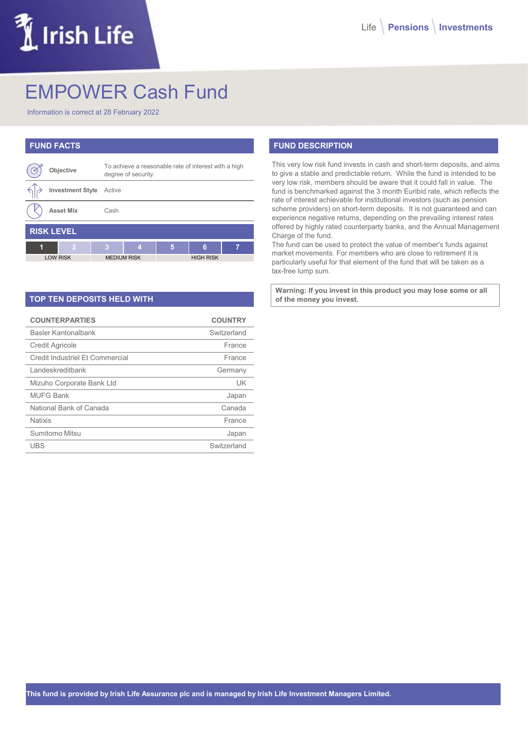# EMPOWER Cash Fund

Information is correct at 28 February 2022

## FUND FACTS

| | |
|---|---|
| **Objective** | To achieve a reasonable rate of interest with a high degree of security. |
| **Investment Style** | Active |
| **Asset Mix** | Cash |

## RISK LEVEL

| 1 | 2 | 3 | 4 | 5 | 6 | 7 |
|---|---|---|---|---|---|---|
| LOW RISK | | MEDIUM RISK | | HIGH RISK | | |

## TOP TEN DEPOSITS HELD WITH

| COUNTERPARTIES | COUNTRY |
|---|---|
| Basler Kantonalbank | Switzerland |
| Credit Agricole | France |
| Credit Industriel Et Commercial | France |
| Landeskreditbank | Germany |
| Mizuho Corporate Bank Ltd | UK |
| MUFG Bank | Japan |
| National Bank of Canada | Canada |
| Natixis | France |
| Sumitomo Mitsu | Japan |
| UBS | Switzerland |

## FUND DESCRIPTION

This very low risk fund invests in cash and short-term deposits, and aims to give a stable and predictable return. While the fund is intended to be very low risk, members should be aware that it could fall in value. The fund is benchmarked against the 3 month Euribid rate, which reflects the rate of interest achievable for institutional investors (such as pension scheme providers) on short-term deposits. It is not guaranteed and can experience negative returns, depending on the prevailing interest rates offered by highly rated counterparty banks, and the Annual Management Charge of the fund.

The fund can be used to protect the value of member's funds against market movements. For members who are close to retirement it is particularly useful for that element of the fund that will be taken as a tax-free lump sum.

**Warning: If you invest in this product you may lose some or all of the money you invest.**

**This fund is provided by Irish Life Assurance plc and is managed by Irish Life Investment Managers Limited.**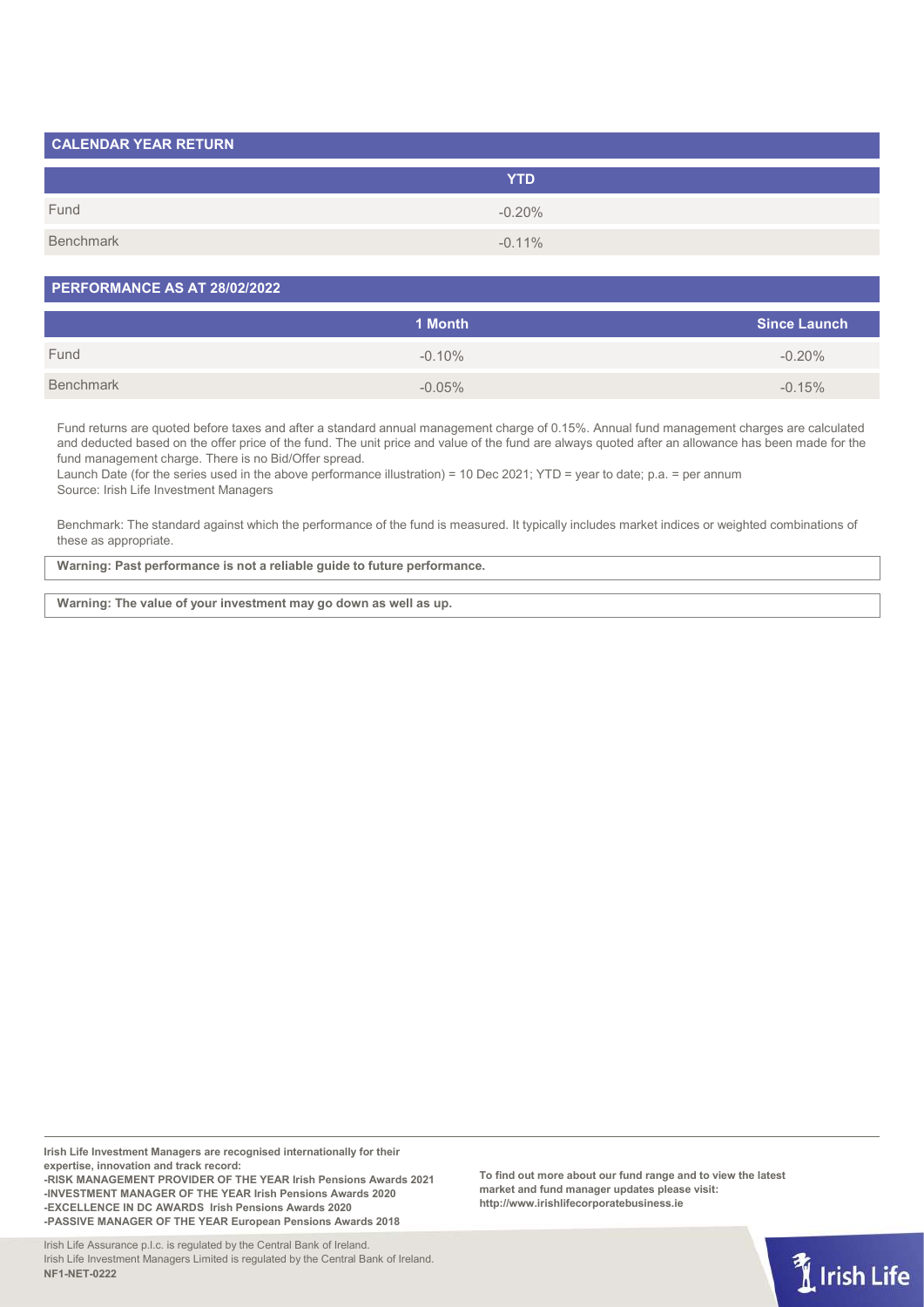## CALENDAR YEAR RETURN

| | YTD |
|---|---|
| Fund | -0.20% |
| Benchmark | -0.11% |

## PERFORMANCE AS AT 28/02/2022

| | 1 Month | Since Launch |
|---|---|---|
| Fund | -0.10% | -0.20% |
| Benchmark | -0.05% | -0.15% |

Fund returns are quoted before taxes and after a standard annual management charge of 0.15%. Annual fund management charges are calculated and deducted based on the offer price of the fund. The unit price and value of the fund are always quoted after an allowance has been made for the fund management charge. There is no Bid/Offer spread.

Launch Date (for the series used in the above performance illustration) = 10 Dec 2021; YTD = year to date; p.a. = per annum

Source: Irish Life Investment Managers

Benchmark: The standard against which the performance of the fund is measured. It typically includes market indices or weighted combinations of these as appropriate.

**Warning: Past performance is not a reliable guide to future performance.**

**Warning: The value of your investment may go down as well as up.**

**Irish Life Investment Managers are recognised internationally for their expertise, innovation and track record:**
**-RISK MANAGEMENT PROVIDER OF THE YEAR Irish Pensions Awards 2021**
**-INVESTMENT MANAGER OF THE YEAR Irish Pensions Awards 2020**
**-EXCELLENCE IN DC AWARDS Irish Pensions Awards 2020**
**-PASSIVE MANAGER OF THE YEAR European Pensions Awards 2018**

**To find out more about our fund range and to view the latest market and fund manager updates please visit: http://www.irishlifecorporatebusiness.ie**

Irish Life Assurance p.l.c. is regulated by the Central Bank of Ireland.
Irish Life Investment Managers Limited is regulated by the Central Bank of Ireland.
**NF1-NET-0222**

Irish Life